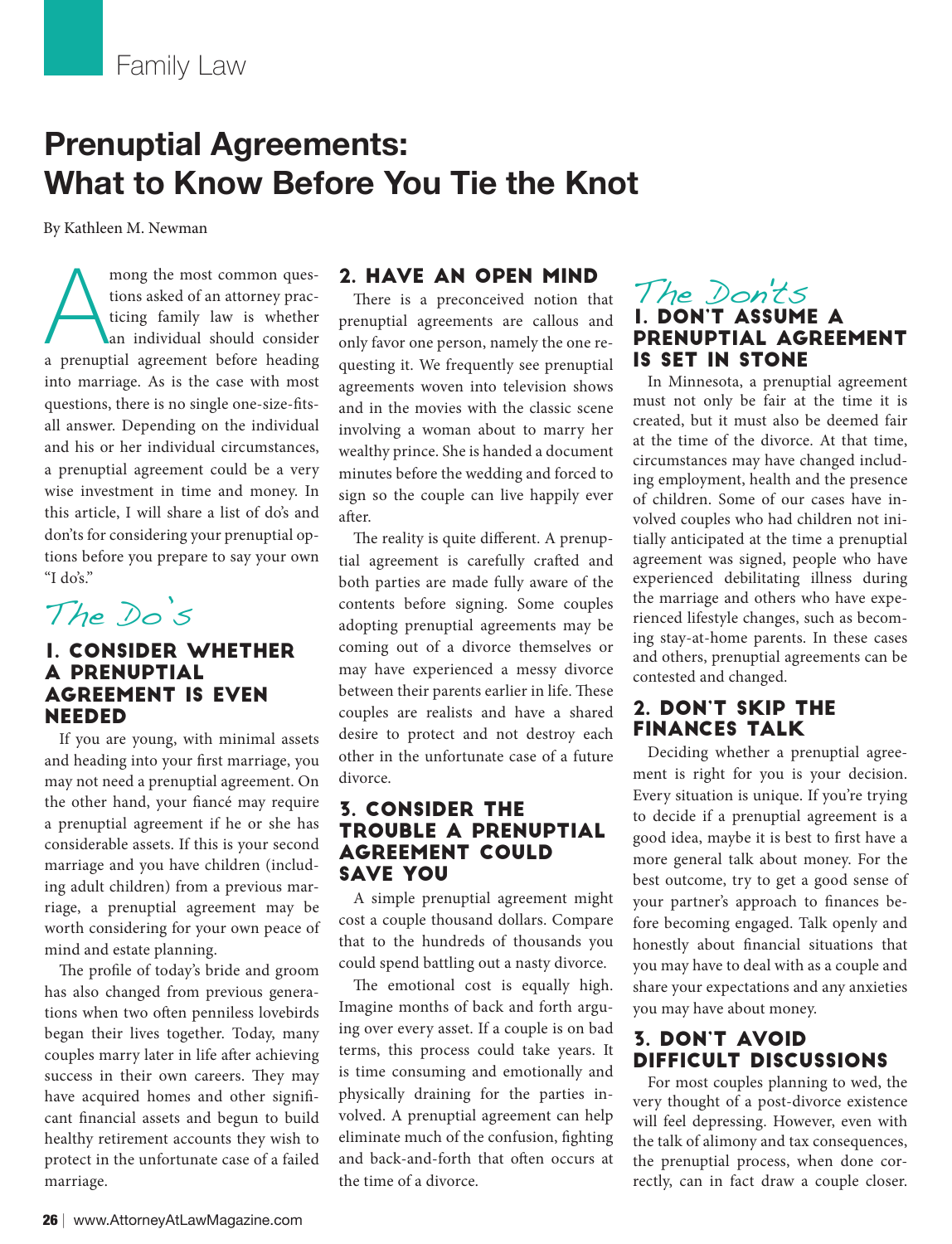Family Law

# Prenuptial Agreements: What to Know Before You Tie the Knot

By Kathleen M. Newman

Among the most common questions asked of an attorney practicing family law is whether an individual should consider a prenuptial agreement before heading into marriage. As is the case with most questions, there is no single one-size-fits-all answer. Depending on the individual and his or her individual circumstances, a prenuptial agreement could be a very wise investment in time and money. In this article, I will share a list of do's and don'ts for considering your prenuptial options before you prepare to say your own "I do's."

## The Do's

### 1. Consider Whether a Prenuptial Agreement Is Even Needed

If you are young, with minimal assets and heading into your first marriage, you may not need a prenuptial agreement. On the other hand, your fiancé may require a prenuptial agreement if he or she has considerable assets. If this is your second marriage and you have children (including adult children) from a previous marriage, a prenuptial agreement may be worth considering for your own peace of mind and estate planning.

The profile of today's bride and groom has also changed from previous generations when two often penniless lovebirds began their lives together. Today, many couples marry later in life after achieving success in their own careers. They may have acquired homes and other significant financial assets and begun to build healthy retirement accounts they wish to protect in the unfortunate case of a failed marriage.

### 2. Have an Open Mind

There is a preconceived notion that prenuptial agreements are callous and only favor one person, namely the one requesting it. We frequently see prenuptial agreements woven into television shows and in the movies with the classic scene involving a woman about to marry her wealthy prince. She is handed a document minutes before the wedding and forced to sign so the couple can live happily ever after.

The reality is quite different. A prenuptial agreement is carefully crafted and both parties are made fully aware of the contents before signing. Some couples adopting prenuptial agreements may be coming out of a divorce themselves or may have experienced a messy divorce between their parents earlier in life. These couples are realists and have a shared desire to protect and not destroy each other in the unfortunate case of a future divorce.

### 3. Consider the Trouble a Prenuptial Agreement Could Save You

A simple prenuptial agreement might cost a couple thousand dollars. Compare that to the hundreds of thousands you could spend battling out a nasty divorce.

The emotional cost is equally high. Imagine months of back and forth arguing over every asset. If a couple is on bad terms, this process could take years. It is time consuming and emotionally and physically draining for the parties involved. A prenuptial agreement can help eliminate much of the confusion, fighting and back-and-forth that often occurs at the time of a divorce.

## The Don'ts

### 1. Don't Assume a Prenuptial Agreement Is Set in Stone

In Minnesota, a prenuptial agreement must not only be fair at the time it is created, but it must also be deemed fair at the time of the divorce. At that time, circumstances may have changed including employment, health and the presence of children. Some of our cases have involved couples who had children not initially anticipated at the time a prenuptial agreement was signed, people who have experienced debilitating illness during the marriage and others who have experienced lifestyle changes, such as becoming stay-at-home parents. In these cases and others, prenuptial agreements can be contested and changed.

### 2. Don't Skip the Finances Talk

Deciding whether a prenuptial agreement is right for you is your decision. Every situation is unique. If you're trying to decide if a prenuptial agreement is a good idea, maybe it is best to first have a more general talk about money. For the best outcome, try to get a good sense of your partner's approach to finances before becoming engaged. Talk openly and honestly about financial situations that you may have to deal with as a couple and share your expectations and any anxieties you may have about money.

### 3. Don't Avoid Difficult Discussions

For most couples planning to wed, the very thought of a post-divorce existence will feel depressing. However, even with the talk of alimony and tax consequences, the prenuptial process, when done correctly, can in fact draw a couple closer.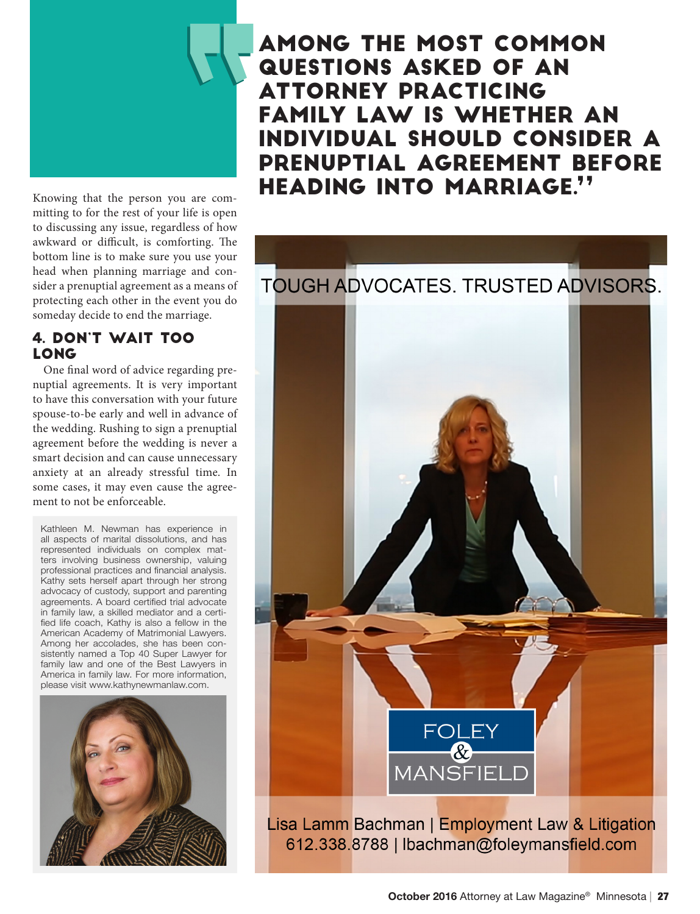> "Among the most common questions asked of an attorney practicing family law is whether an individual should consider a prenuptial agreement before heading into marriage."

Knowing that the person you are committing to for the rest of your life is open to discussing any issue, regardless of how awkward or difficult, is comforting. The bottom line is to make sure you use your head when planning marriage and consider a prenuptial agreement as a means of protecting each other in the event you do someday decide to end the marriage.

## 4. Don't Wait Too Long

One final word of advice regarding prenuptial agreements. It is very important to have this conversation with your future spouse-to-be early and well in advance of the wedding. Rushing to sign a prenuptial agreement before the wedding is never a smart decision and can cause unnecessary anxiety at an already stressful time. In some cases, it may even cause the agreement to not be enforceable.

Kathleen M. Newman has experience in all aspects of marital dissolutions, and has represented individuals on complex matters involving business ownership, valuing professional practices and financial analysis. Kathy sets herself apart through her strong advocacy of custody, support and parenting agreements. A board certified trial advocate in family law, a skilled mediator and a certified life coach, Kathy is also a fellow in the American Academy of Matrimonial Lawyers. Among her accolades, she has been consistently named a Top 40 Super Lawyer for family law and one of the Best Lawyers in America in family law. For more information, please visit www.kathynewmanlaw.com.

TOUGH ADVOCATES. TRUSTED ADVISORS.

FOLEY & MANSFIELD

Lisa Lamm Bachman | Employment Law & Litigation
612.338.8788 | lbachman@foleymansfield.com